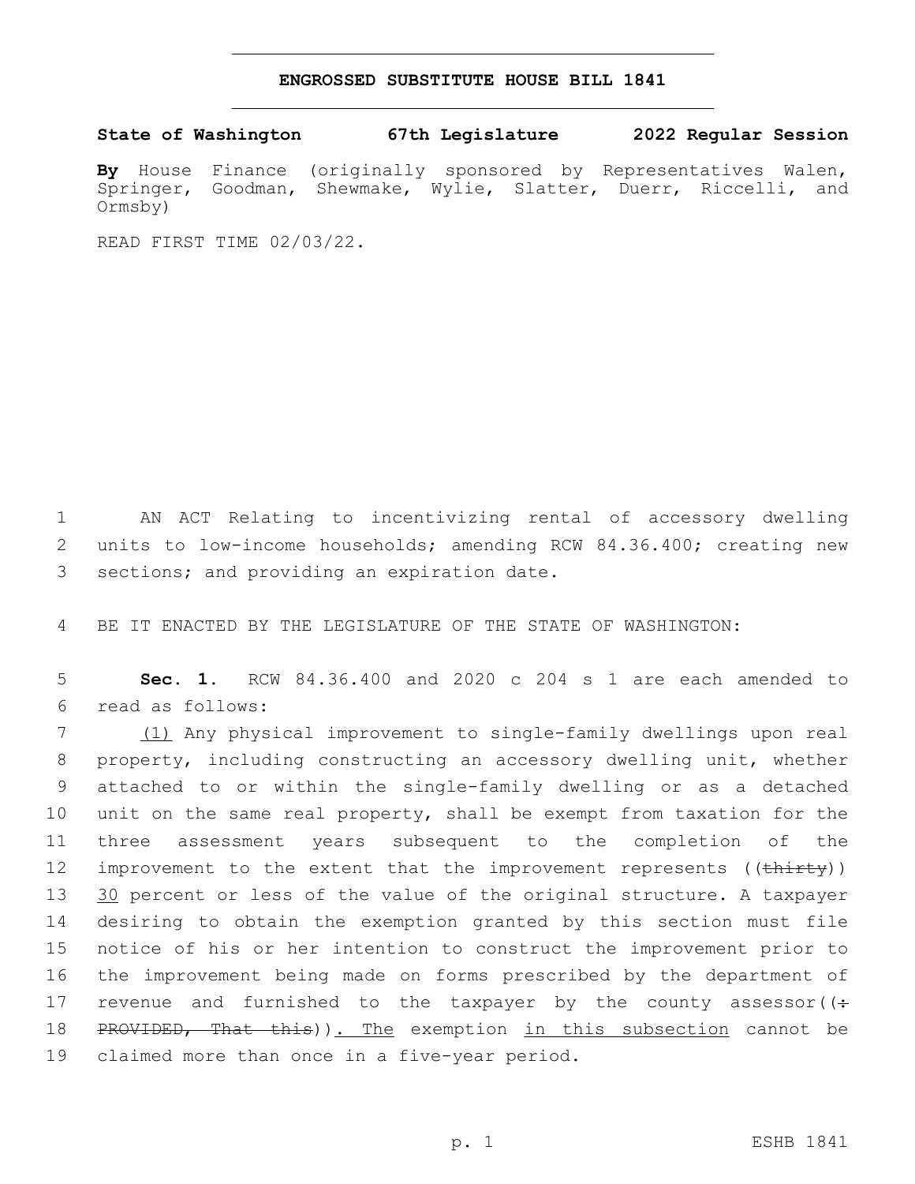# ENGROSSED SUBSTITUTE HOUSE BILL 1841

**State of Washington 67th Legislature 2022 Regular Session**

**By** House Finance (originally sponsored by Representatives Walen, Springer, Goodman, Shewmake, Wylie, Slatter, Duerr, Riccelli, and Ormsby)

READ FIRST TIME 02/03/22.

AN ACT Relating to incentivizing rental of accessory dwelling units to low-income households; amending RCW 84.36.400; creating new sections; and providing an expiration date.

BE IT ENACTED BY THE LEGISLATURE OF THE STATE OF WASHINGTON:

**Sec. 1.** RCW 84.36.400 and 2020 c 204 s 1 are each amended to read as follows:

(1) Any physical improvement to single-family dwellings upon real property, including constructing an accessory dwelling unit, whether attached to or within the single-family dwelling or as a detached unit on the same real property, shall be exempt from taxation for the three assessment years subsequent to the completion of the improvement to the extent that the improvement represents ((~~thirty~~)) 30 percent or less of the value of the original structure. A taxpayer desiring to obtain the exemption granted by this section must file notice of his or her intention to construct the improvement prior to the improvement being made on forms prescribed by the department of revenue and furnished to the taxpayer by the county assessor((~~: PROVIDED, That this~~)). The exemption in this subsection cannot be claimed more than once in a five-year period.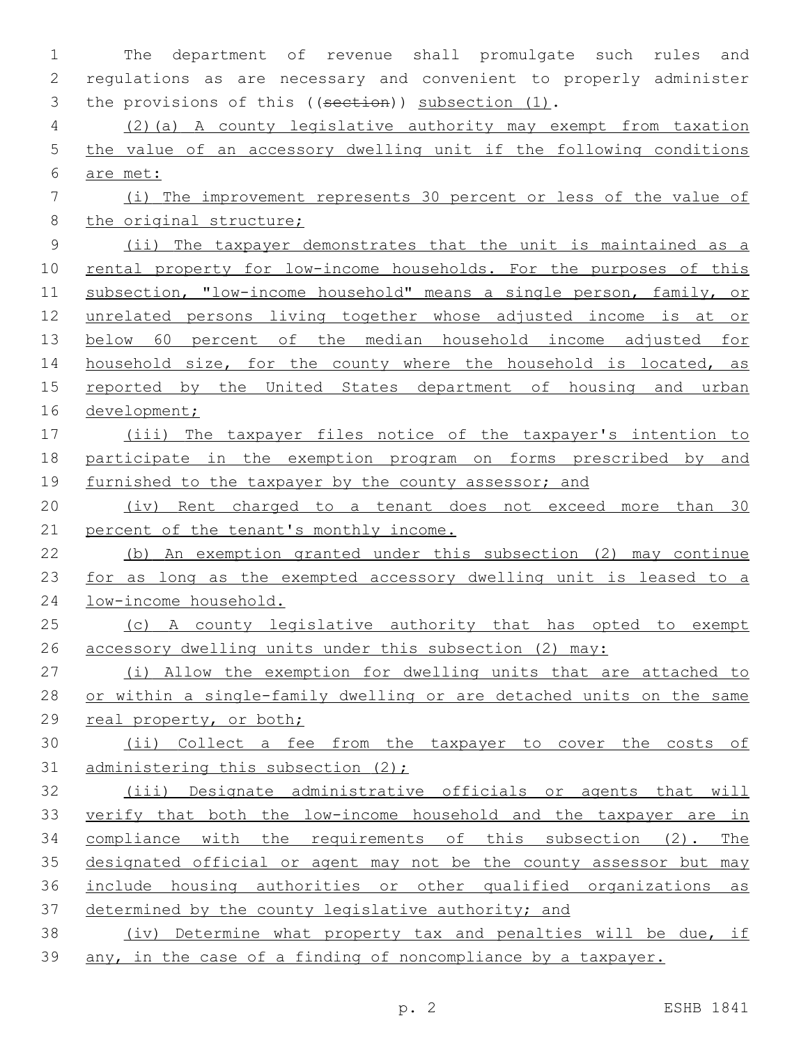The department of revenue shall promulgate such rules and regulations as are necessary and convenient to properly administer the provisions of this ((~~section~~)) <u>subsection (1)</u>.

<u>(2)(a) A county legislative authority may exempt from taxation the value of an accessory dwelling unit if the following conditions are met:</u>

<u>(i) The improvement represents 30 percent or less of the value of the original structure;</u>

<u>(ii) The taxpayer demonstrates that the unit is maintained as a rental property for low-income households. For the purposes of this subsection, "low-income household" means a single person, family, or unrelated persons living together whose adjusted income is at or below 60 percent of the median household income adjusted for household size, for the county where the household is located, as reported by the United States department of housing and urban development;</u>

<u>(iii) The taxpayer files notice of the taxpayer's intention to participate in the exemption program on forms prescribed by and furnished to the taxpayer by the county assessor; and</u>

<u>(iv) Rent charged to a tenant does not exceed more than 30 percent of the tenant's monthly income.</u>

<u>(b) An exemption granted under this subsection (2) may continue for as long as the exempted accessory dwelling unit is leased to a low-income household.</u>

<u>(c) A county legislative authority that has opted to exempt accessory dwelling units under this subsection (2) may:</u>

<u>(i) Allow the exemption for dwelling units that are attached to or within a single-family dwelling or are detached units on the same real property, or both;</u>

<u>(ii) Collect a fee from the taxpayer to cover the costs of administering this subsection (2);</u>

<u>(iii) Designate administrative officials or agents that will verify that both the low-income household and the taxpayer are in compliance with the requirements of this subsection (2). The designated official or agent may not be the county assessor but may include housing authorities or other qualified organizations as determined by the county legislative authority; and</u>

<u>(iv) Determine what property tax and penalties will be due, if any, in the case of a finding of noncompliance by a taxpayer.</u>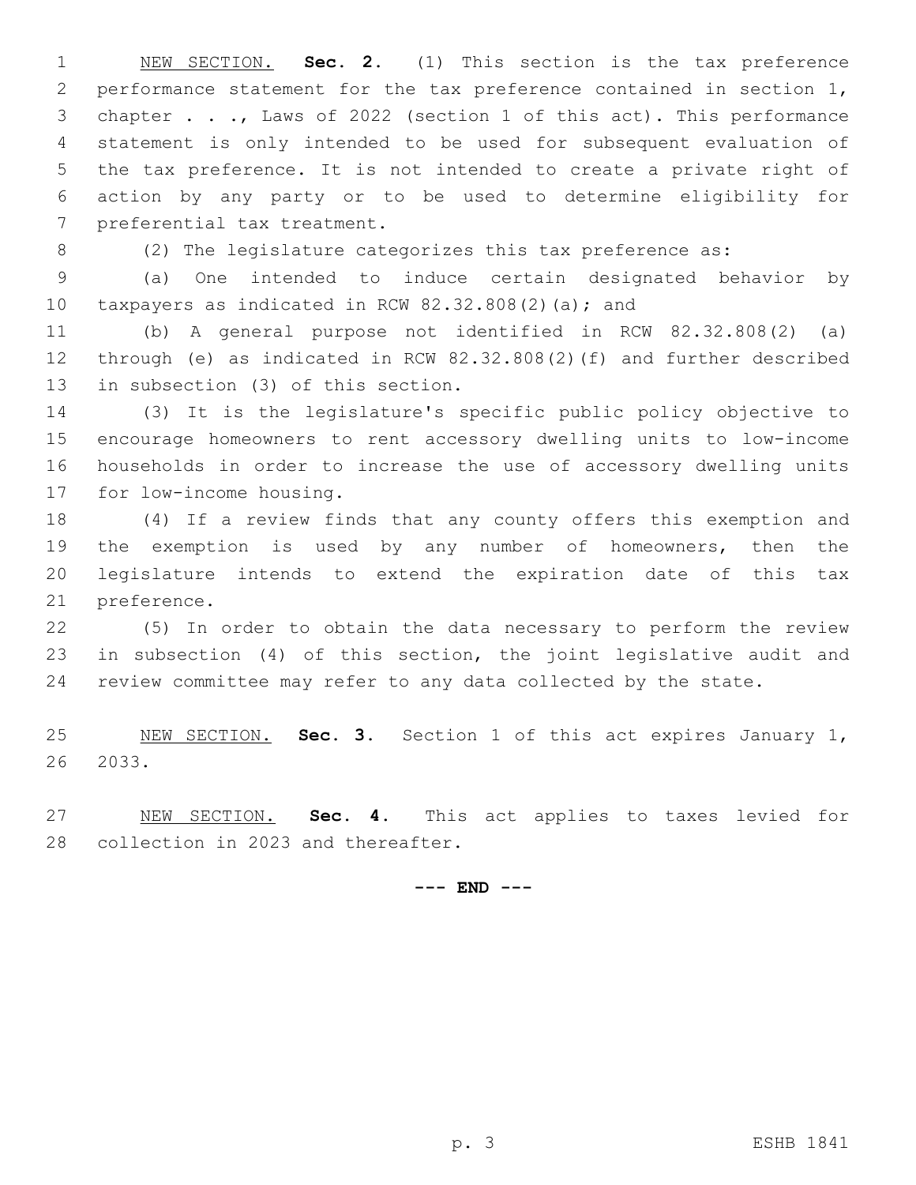NEW SECTION. **Sec. 2.** (1) This section is the tax preference performance statement for the tax preference contained in section 1, chapter . . ., Laws of 2022 (section 1 of this act). This performance statement is only intended to be used for subsequent evaluation of the tax preference. It is not intended to create a private right of action by any party or to be used to determine eligibility for preferential tax treatment.

(2) The legislature categorizes this tax preference as:

(a) One intended to induce certain designated behavior by taxpayers as indicated in RCW 82.32.808(2)(a); and

(b) A general purpose not identified in RCW 82.32.808(2) (a) through (e) as indicated in RCW 82.32.808(2)(f) and further described in subsection (3) of this section.

(3) It is the legislature's specific public policy objective to encourage homeowners to rent accessory dwelling units to low-income households in order to increase the use of accessory dwelling units for low-income housing.

(4) If a review finds that any county offers this exemption and the exemption is used by any number of homeowners, then the legislature intends to extend the expiration date of this tax preference.

(5) In order to obtain the data necessary to perform the review in subsection (4) of this section, the joint legislative audit and review committee may refer to any data collected by the state.

NEW SECTION. **Sec. 3.** Section 1 of this act expires January 1, 2033.

NEW SECTION. **Sec. 4.** This act applies to taxes levied for collection in 2023 and thereafter.

**--- END ---**